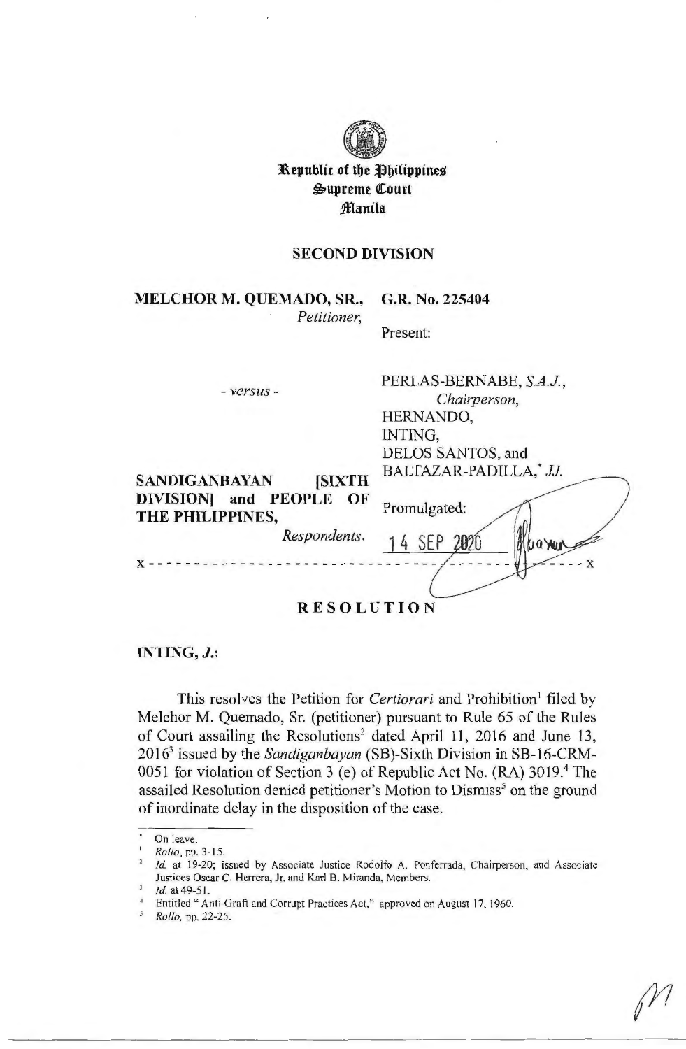**Republic of the Philippines**
**Supreme Court**
**Manila**

**SECOND DIVISION**

**MELCHOR M. QUEMADO, SR.,**
*Petitioner,*

- *versus* -

**SANDIGANBAYAN [SIXTH DIVISION] and PEOPLE OF THE PHILIPPINES,**
*Respondents.*

**G.R. No. 225404**

Present:

PERLAS-BERNABE, *S.A.J.*,
*Chairperson,*
HERNANDO,
INTING,
DELOS SANTOS, and
BALTAZAR-PADILLA,* *JJ.*

Promulgated:

14 SEP 2020

x - - - - - - - - - - - - - - - - - - - - - - - - - - - - - - - - - - - - - - - - - - - x

**RESOLUTION**

**INTING, *J.*:**

This resolves the Petition for *Certiorari* and Prohibition[1] filed by Melchor M. Quemado, Sr. (petitioner) pursuant to Rule 65 of the Rules of Court assailing the Resolutions[2] dated April 11, 2016 and June 13, 2016[3] issued by the *Sandiganbayan* (SB)-Sixth Division in SB-16-CRM-0051 for violation of Section 3 (e) of Republic Act No. (RA) 3019.[4] The assailed Resolution denied petitioner's Motion to Dismiss[5] on the ground of inordinate delay in the disposition of the case.

---

\* On leave.

[1] *Rollo*, pp. 3-15.

[2] *Id.* at 19-20; issued by Associate Justice Rodolfo A. Ponferrada, Chairperson, and Associate Justices Oscar C. Herrera, Jr. and Karl B. Miranda, Members.

[3] *Id.* at 49-51.

[4] Entitled "Anti-Graft and Corrupt Practices Act," approved on August 17, 1960.

[5] *Rollo*, pp. 22-25.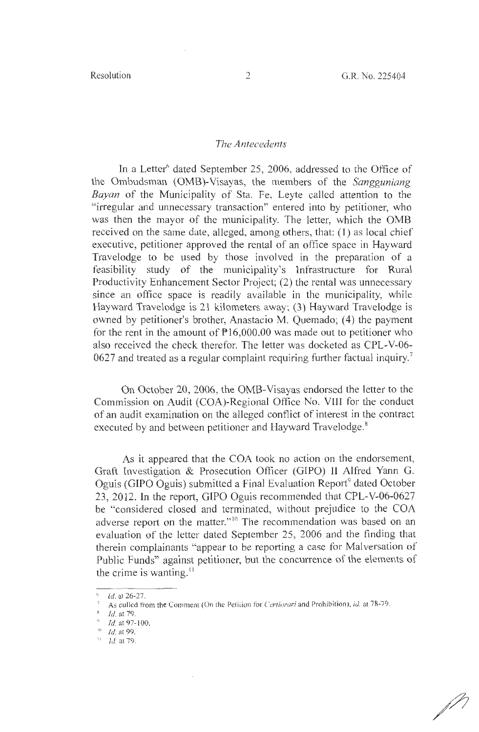*The Antecedents*

In a Letter[6] dated September 25, 2006, addressed to the Office of the Ombudsman (OMB)-Visayas, the members of the *Sangguniang Bayan* of the Municipality of Sta. Fe, Leyte called attention to the "irregular and unnecessary transaction" entered into by petitioner, who was then the mayor of the municipality. The letter, which the OMB received on the same date, alleged, among others, that: (1) as local chief executive, petitioner approved the rental of an office space in Hayward Travelodge to be used by those involved in the preparation of a feasibility study of the municipality's Infrastructure for Rural Productivity Enhancement Sector Project; (2) the rental was unnecessary since an office space is readily available in the municipality, while Hayward Travelodge is 21 kilometers away; (3) Hayward Travelodge is owned by petitioner's brother, Anastacio M. Quemado; (4) the payment for the rent in the amount of ₱16,000.00 was made out to petitioner who also received the check therefor. The letter was docketed as CPL-V-06-0627 and treated as a regular complaint requiring further factual inquiry.[7]

On October 20, 2006, the OMB-Visayas endorsed the letter to the Commission on Audit (COA)-Regional Office No. VIII for the conduct of an audit examination on the alleged conflict of interest in the contract executed by and between petitioner and Hayward Travelodge.[8]

As it appeared that the COA took no action on the endorsement, Graft Investigation & Prosecution Officer (GIPO) II Alfred Yann G. Oguis (GIPO Oguis) submitted a Final Evaluation Report[9] dated October 23, 2012. In the report, GIPO Oguis recommended that CPL-V-06-0627 be "considered closed and terminated, without prejudice to the COA adverse report on the matter."[10] The recommendation was based on an evaluation of the letter dated September 25, 2006 and the finding that therein complainants "appear to be reporting a case for Malversation of Public Funds" against petitioner, but the concurrence of the elements of the crime is wanting.[11]

---

[6] *Id.* at 26-27.

[7] As culled from the Comment (On the Petition for *Certiorari* and Prohibition), *id.* at 78-79.

[8] *Id.* at 79.

[9] *Id.* at 97-100.

[10] *Id.* at 99.

[11] *Id.* at 79.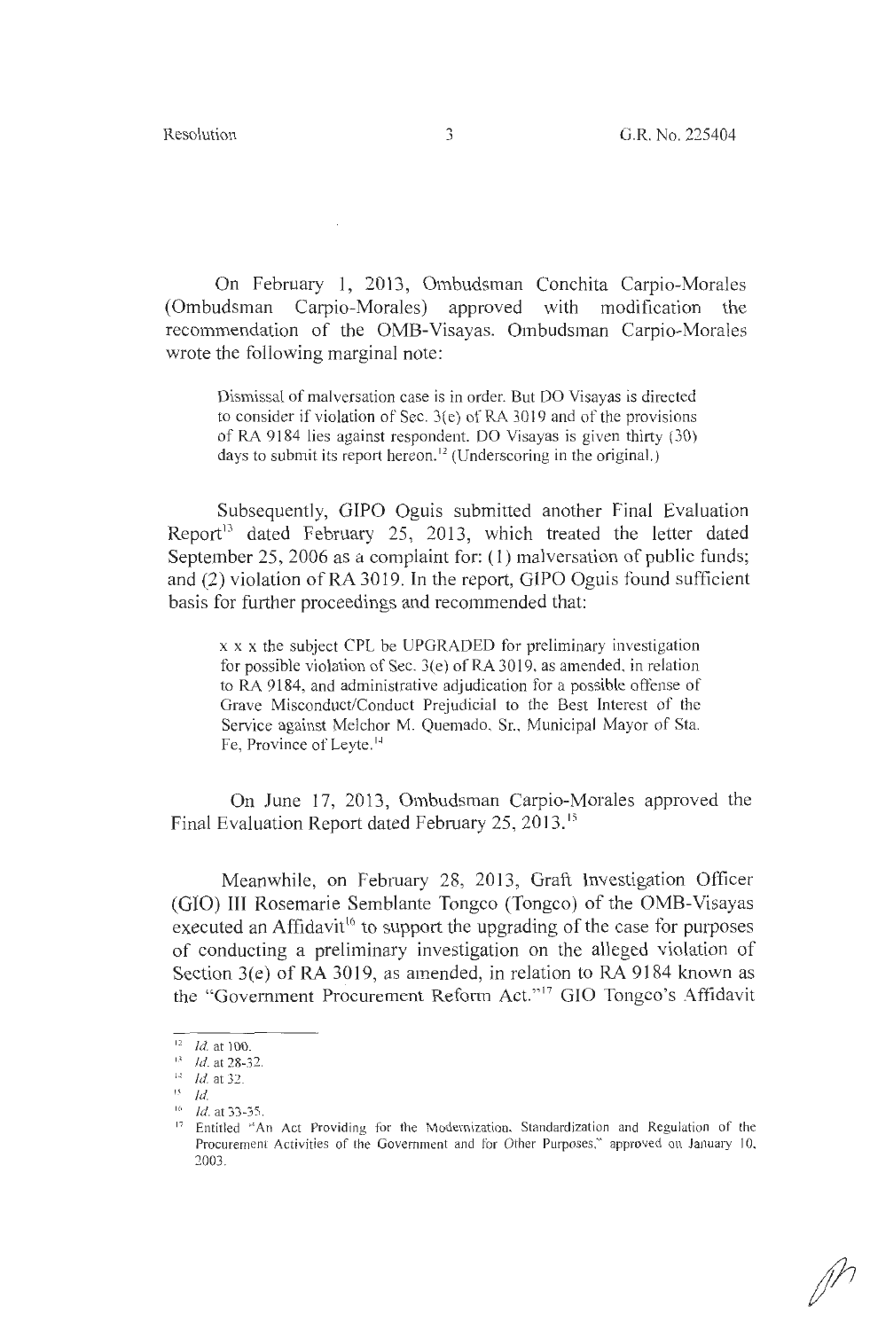On February 1, 2013, Ombudsman Conchita Carpio-Morales (Ombudsman Carpio-Morales) approved with modification the recommendation of the OMB-Visayas. Ombudsman Carpio-Morales wrote the following marginal note:

> Dismissal of malversation case is in order. But DO Visayas is directed to consider if violation of Sec. 3(e) of RA 3019 and of the provisions of RA 9184 lies against respondent. DO Visayas is given thirty (30) days to submit its report hereon.[12] (Underscoring in the original.)

Subsequently, GIPO Oguis submitted another Final Evaluation Report[13] dated February 25, 2013, which treated the letter dated September 25, 2006 as a complaint for: (1) malversation of public funds; and (2) violation of RA 3019. In the report, GIPO Oguis found sufficient basis for further proceedings and recommended that:

> x x x the subject CPL be UPGRADED for preliminary investigation for possible violation of Sec. 3(e) of RA 3019, as amended, in relation to RA 9184, and administrative adjudication for a possible offense of Grave Misconduct/Conduct Prejudicial to the Best Interest of the Service against Melchor M. Quemado, Sr., Municipal Mayor of Sta. Fe, Province of Leyte.[14]

On June 17, 2013, Ombudsman Carpio-Morales approved the Final Evaluation Report dated February 25, 2013.[15]

Meanwhile, on February 28, 2013, Graft Investigation Officer (GIO) III Rosemarie Semblante Tongco (Tongco) of the OMB-Visayas executed an Affidavit[16] to support the upgrading of the case for purposes of conducting a preliminary investigation on the alleged violation of Section 3(e) of RA 3019, as amended, in relation to RA 9184 known as the "Government Procurement Reform Act."[17] GIO Tongco's Affidavit

---

[12] *Id.* at 100.

[13] *Id.* at 28-32.

[14] *Id.* at 32.

[15] *Id.*

[16] *Id.* at 33-35.

[17] Entitled "An Act Providing for the Modernization, Standardization and Regulation of the Procurement Activities of the Government and for Other Purposes," approved on January 10, 2003.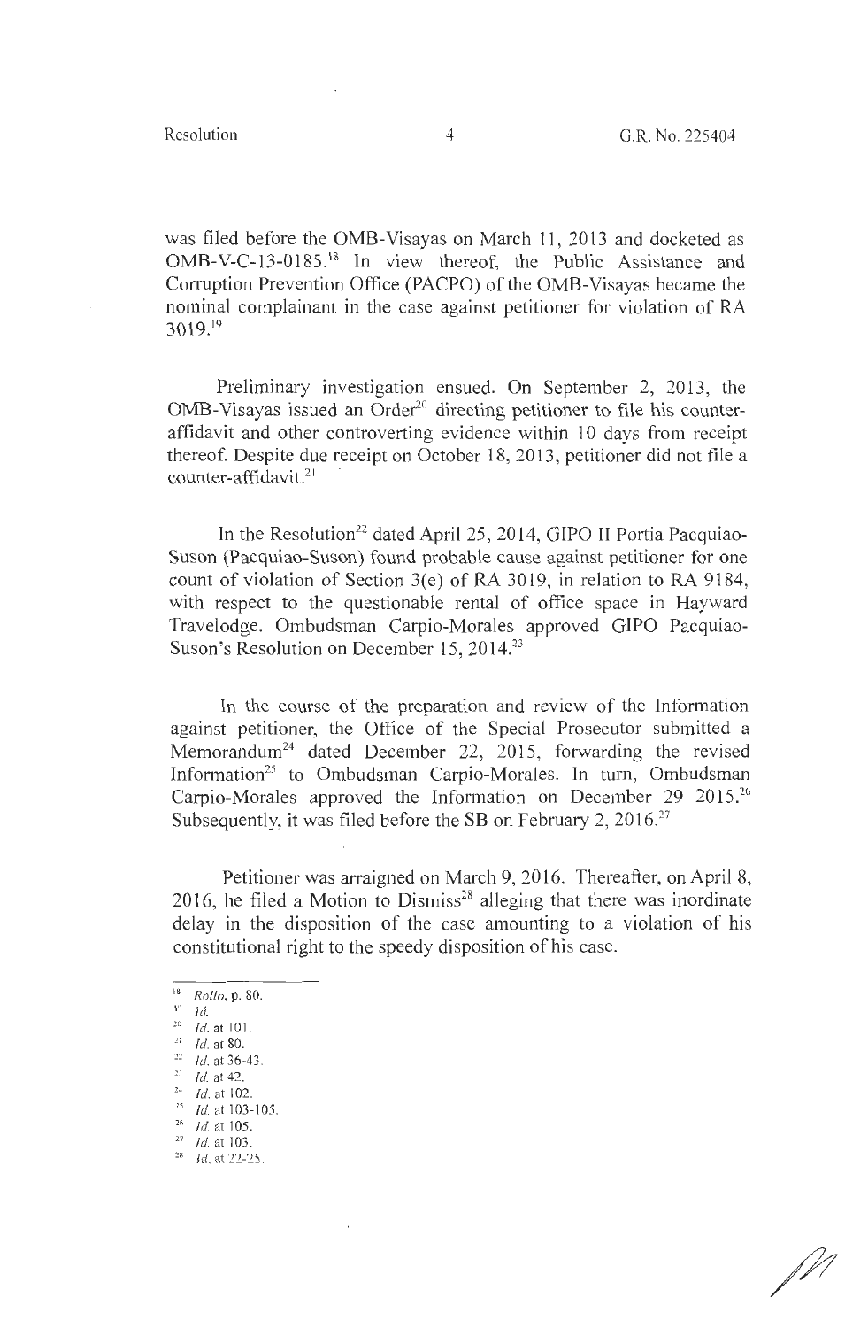was filed before the OMB-Visayas on March 11, 2013 and docketed as OMB-V-C-13-0185.[18] In view thereof, the Public Assistance and Corruption Prevention Office (PACPO) of the OMB-Visayas became the nominal complainant in the case against petitioner for violation of RA 3019.[19]

Preliminary investigation ensued. On September 2, 2013, the OMB-Visayas issued an Order[20] directing petitioner to file his counter-affidavit and other controverting evidence within 10 days from receipt thereof. Despite due receipt on October 18, 2013, petitioner did not file a counter-affidavit.[21]

In the Resolution[22] dated April 25, 2014, GIPO II Portia Pacquiao-Suson (Pacquiao-Suson) found probable cause against petitioner for one count of violation of Section 3(e) of RA 3019, in relation to RA 9184, with respect to the questionable rental of office space in Hayward Travelodge. Ombudsman Carpio-Morales approved GIPO Pacquiao-Suson's Resolution on December 15, 2014.[23]

In the course of the preparation and review of the Information against petitioner, the Office of the Special Prosecutor submitted a Memorandum[24] dated December 22, 2015, forwarding the revised Information[25] to Ombudsman Carpio-Morales. In turn, Ombudsman Carpio-Morales approved the Information on December 29 2015.[26] Subsequently, it was filed before the SB on February 2, 2016.[27]

Petitioner was arraigned on March 9, 2016. Thereafter, on April 8, 2016, he filed a Motion to Dismiss[28] alleging that there was inordinate delay in the disposition of the case amounting to a violation of his constitutional right to the speedy disposition of his case.

---

[18] *Rollo*, p. 80.
[19] *Id.*
[20] *Id.* at 101.
[21] *Id.* at 80.
[22] *Id.* at 36-43.
[23] *Id.* at 42.
[24] *Id.* at 102.
[25] *Id.* at 103-105.
[26] *Id.* at 105.
[27] *Id.* at 103.
[28] *Id.* at 22-25.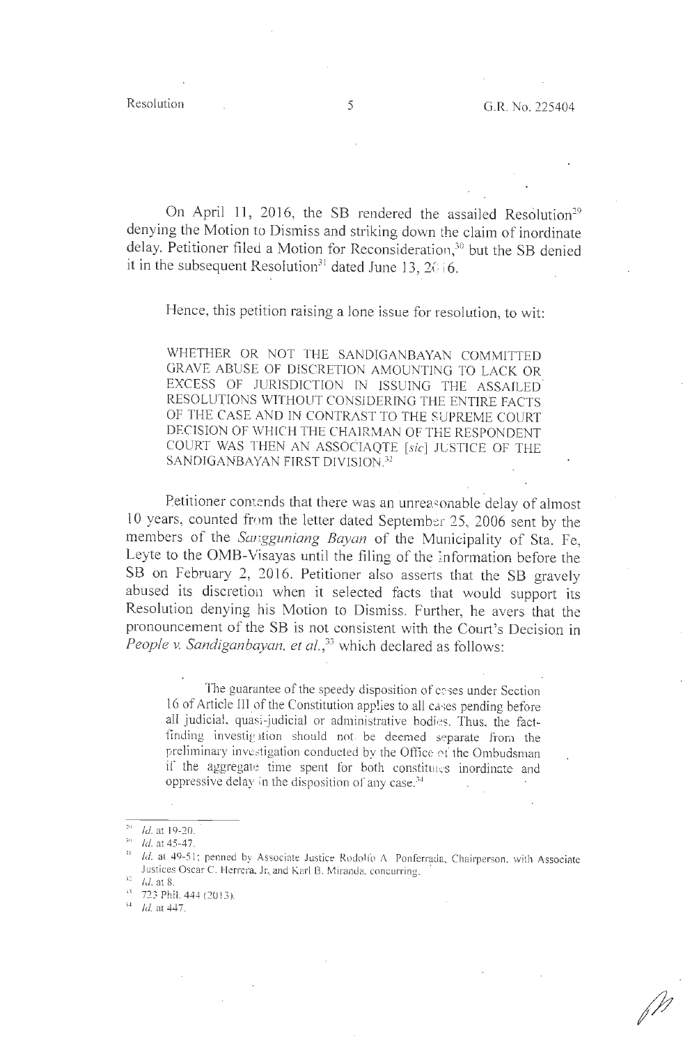On April 11, 2016, the SB rendered the assailed Resolution[29] denying the Motion to Dismiss and striking down the claim of inordinate delay. Petitioner filed a Motion for Reconsideration,[30] but the SB denied it in the subsequent Resolution[31] dated June 13, 2016.

Hence, this petition raising a lone issue for resolution, to wit:

> WHETHER OR NOT THE SANDIGANBAYAN COMMITTED GRAVE ABUSE OF DISCRETION AMOUNTING TO LACK OR EXCESS OF JURISDICTION IN ISSUING THE ASSAILED RESOLUTIONS WITHOUT CONSIDERING THE ENTIRE FACTS OF THE CASE AND IN CONTRAST TO THE SUPREME COURT DECISION OF WHICH THE CHAIRMAN OF THE RESPONDENT COURT WAS THEN AN ASSOCIAQTE [*sic*] JUSTICE OF THE SANDIGANBAYAN FIRST DIVISION.[32]

Petitioner contends that there was an unreasonable delay of almost 10 years, counted from the letter dated September 25, 2006 sent by the members of the *Sangguniang Bayan* of the Municipality of Sta. Fe, Leyte to the OMB-Visayas until the filing of the Information before the SB on February 2, 2016. Petitioner also asserts that the SB gravely abused its discretion when it selected facts that would support its Resolution denying his Motion to Dismiss. Further, he avers that the pronouncement of the SB is not consistent with the Court's Decision in *People v. Sandiganbayan, et al.*,[33] which declared as follows:

> The guarantee of the speedy disposition of cases under Section 16 of Article III of the Constitution applies to all cases pending before all judicial, quasi-judicial or administrative bodies. Thus, the fact-finding investigation should not be deemed separate from the preliminary investigation conducted by the Office of the Ombudsman if the aggregate time spent for both constitutes inordinate and oppressive delay in the disposition of any case.[34]

---

[29] *Id.* at 19-20.

[30] *Id.* at 45-47.

[31] *Id.* at 49-51; penned by Associate Justice Rodolfo A. Ponferrada, Chairperson, with Associate Justices Oscar C. Herrera, Jr. and Karl B. Miranda, concurring.

[32] *Id.* at 8.

[33] 723 Phil. 444 (2013).

[34] *Id.* at 447.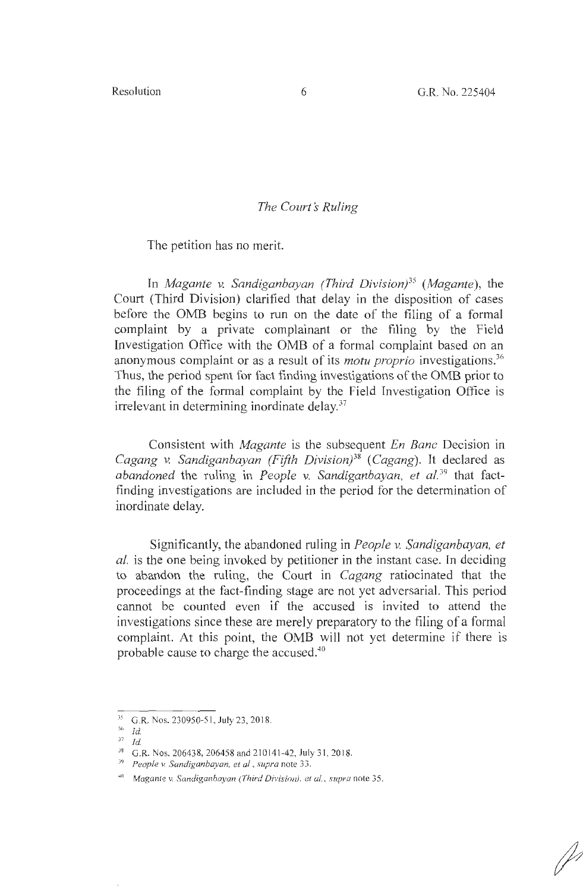*The Court's Ruling*

The petition has no merit.

In *Magante v. Sandiganbayan (Third Division)*[35] (*Magante*), the Court (Third Division) clarified that delay in the disposition of cases before the OMB begins to run on the date of the filing of a formal complaint by a private complainant or the filing by the Field Investigation Office with the OMB of a formal complaint based on an anonymous complaint or as a result of its *motu proprio* investigations.[36] Thus, the period spent for fact finding investigations of the OMB prior to the filing of the formal complaint by the Field Investigation Office is irrelevant in determining inordinate delay.[37]

Consistent with *Magante* is the subsequent *En Banc* Decision in *Cagang v. Sandiganbayan (Fifth Division)*[38] (*Cagang*). It declared as *abandoned* the ruling in *People v. Sandiganbayan, et al.*[39] that fact-finding investigations are included in the period for the determination of inordinate delay.

Significantly, the abandoned ruling in *People v. Sandiganbayan, et al.* is the one being invoked by petitioner in the instant case. In deciding to abandon the ruling, the Court in *Cagang* ratiocinated that the proceedings at the fact-finding stage are not yet adversarial. This period cannot be counted even if the accused is invited to attend the investigations since these are merely preparatory to the filing of a formal complaint. At this point, the OMB will not yet determine if there is probable cause to charge the accused.[40]

---

[35] G.R. Nos. 230950-51, July 23, 2018.

[36] *Id.*

[37] *Id.*

[38] G.R. Nos. 206438, 206458 and 210141-42, July 31, 2018.

[39] *People v. Sandiganbayan, et al*, *supra* note 33.

[40] *Magante v. Sandiganbayan (Third Division), et al.*, *supra* note 35.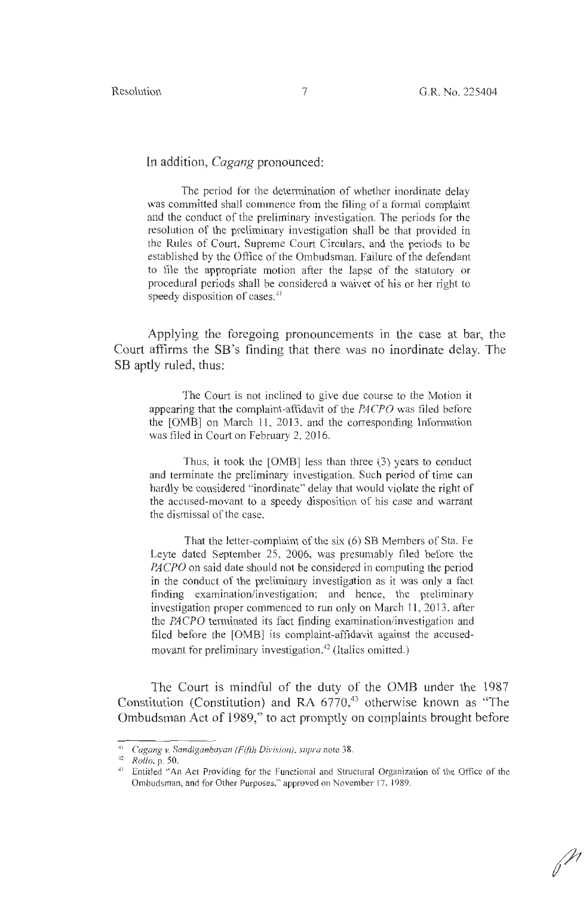In addition, *Cagang* pronounced:

> The period for the determination of whether inordinate delay was committed shall commence from the filing of a formal complaint and the conduct of the preliminary investigation. The periods for the resolution of the preliminary investigation shall be that provided in the Rules of Court, Supreme Court Circulars, and the periods to be established by the Office of the Ombudsman. Failure of the defendant to file the appropriate motion after the lapse of the statutory or procedural periods shall be considered a waiver of his or her right to speedy disposition of cases.[41]

Applying the foregoing pronouncements in the case at bar, the Court affirms the SB's finding that there was no inordinate delay. The SB aptly ruled, thus:

> The Court is not inclined to give due course to the Motion it appearing that the complaint-affidavit of the *PACPO* was filed before the [OMB] on March 11, 2013, and the corresponding Information was filed in Court on February 2, 2016.
>
> Thus, it took the [OMB] less than three (3) years to conduct and terminate the preliminary investigation. Such period of time can hardly be considered "inordinate" delay that would violate the right of the accused-movant to a speedy disposition of his case and warrant the dismissal of the case.
>
> That the letter-complaint of the six (6) SB Members of Sta. Fe Leyte dated September 25, 2006, was presumably filed before the *PACPO* on said date should not be considered in computing the period in the conduct of the preliminary investigation as it was only a fact finding examination/investigation; and hence, the preliminary investigation proper commenced to run only on March 11, 2013, after the *PACPO* terminated its fact finding examination/investigation and filed before the [OMB] its complaint-affidavit against the accused-movant for preliminary investigation.[42] (Italics omitted.)

The Court is mindful of the duty of the OMB under the 1987 Constitution (Constitution) and RA 6770,[43] otherwise known as "The Ombudsman Act of 1989," to act promptly on complaints brought before

---

[41] *Cagang v. Sandiganbayan (Fifth Division)*, *supra* note 38.

[42] *Rollo*, p. 50.

[43] Entitled "An Act Providing for the Functional and Structural Organization of the Office of the Ombudsman, and for Other Purposes," approved on November 17, 1989.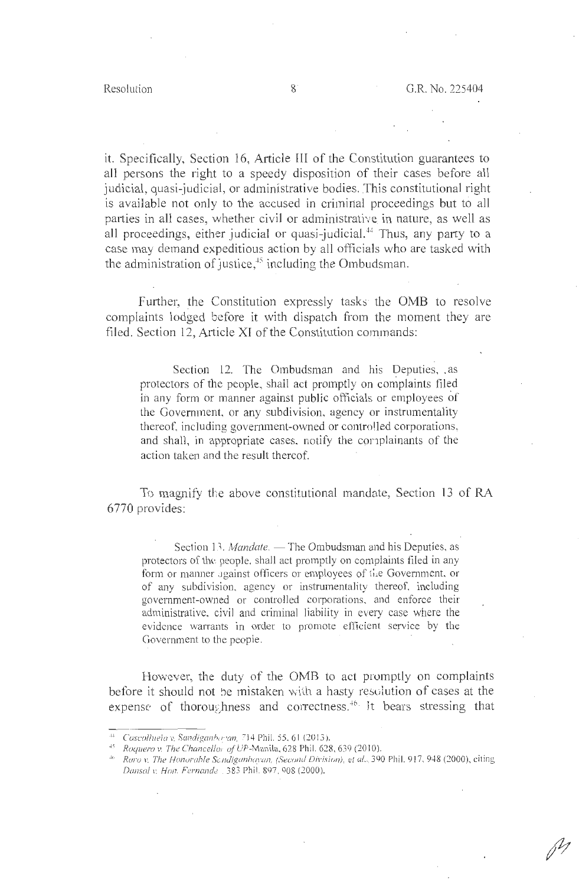it. Specifically, Section 16, Article III of the Constitution guarantees to all persons the right to a speedy disposition of their cases before all judicial, quasi-judicial, or administrative bodies. This constitutional right is available not only to the accused in criminal proceedings but to all parties in all cases, whether civil or administrative in nature, as well as all proceedings, either judicial or quasi-judicial.[44] Thus, any party to a case may demand expeditious action by all officials who are tasked with the administration of justice,[45] including the Ombudsman.

Further, the Constitution expressly tasks the OMB to resolve complaints lodged before it with dispatch from the moment they are filed. Section 12, Article XI of the Constitution commands:

> Section 12. The Ombudsman and his Deputies, as protectors of the people, shall act promptly on complaints filed in any form or manner against public officials or employees of the Government, or any subdivision, agency or instrumentality thereof, including government-owned or controlled corporations, and shall, in appropriate cases, notify the complainants of the action taken and the result thereof.

To magnify the above constitutional mandate, Section 13 of RA 6770 provides:

> Section 13. *Mandate.* — The Ombudsman and his Deputies, as protectors of the people, shall act promptly on complaints filed in any form or manner against officers or employees of the Government, or of any subdivision, agency or instrumentality thereof, including government-owned or controlled corporations, and enforce their administrative, civil and criminal liability in every case where the evidence warrants in order to promote efficient service by the Government to the people.

However, the duty of the OMB to act promptly on complaints before it should not be mistaken with a hasty resolution of cases at the expense of thoroughness and correctness.[46] It bears stressing that

---

[44] *Coscolluela v. Sandiganbayan*, 714 Phil. 55, 61 (2013).

[45] *Roquero v. The Chancellor of UP-Manila*, 628 Phil. 628, 639 (2010).

[46] *Ruro v. The Honorable Sandiganbayan, (Second Division), et al.*, 390 Phil. 917, 948 (2000), citing *Dansal v. Hon. Fernandez*, 383 Phil. 897, 908 (2000).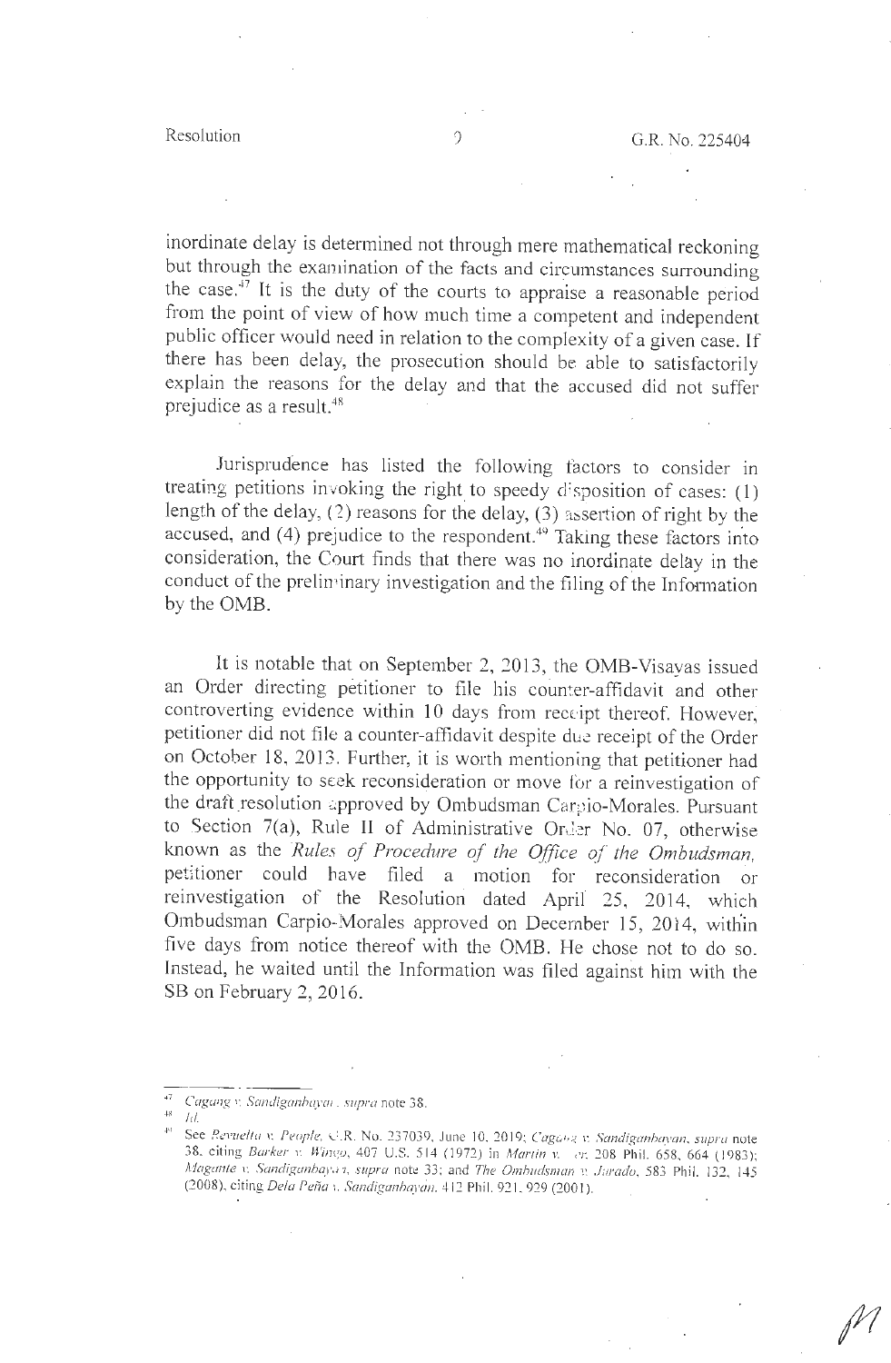inordinate delay is determined not through mere mathematical reckoning but through the examination of the facts and circumstances surrounding the case.[47] It is the duty of the courts to appraise a reasonable period from the point of view of how much time a competent and independent public officer would need in relation to the complexity of a given case. If there has been delay, the prosecution should be able to satisfactorily explain the reasons for the delay and that the accused did not suffer prejudice as a result.[48]

Jurisprudence has listed the following factors to consider in treating petitions invoking the right to speedy disposition of cases: (1) length of the delay, (2) reasons for the delay, (3) assertion of right by the accused, and (4) prejudice to the respondent.[49] Taking these factors into consideration, the Court finds that there was no inordinate delay in the conduct of the preliminary investigation and the filing of the Information by the OMB.

It is notable that on September 2, 2013, the OMB-Visayas issued an Order directing petitioner to file his counter-affidavit and other controverting evidence within 10 days from receipt thereof. However, petitioner did not file a counter-affidavit despite due receipt of the Order on October 18, 2013. Further, it is worth mentioning that petitioner had the opportunity to seek reconsideration or move for a reinvestigation of the draft resolution approved by Ombudsman Carpio-Morales. Pursuant to Section 7(a), Rule II of Administrative Order No. 07, otherwise known as the *Rules of Procedure of the Office of the Ombudsman*, petitioner could have filed a motion for reconsideration or reinvestigation of the Resolution dated April 25, 2014, which Ombudsman Carpio-Morales approved on December 15, 2014, within five days from notice thereof with the OMB. He chose not to do so. Instead, he waited until the Information was filed against him with the SB on February 2, 2016.

---

[47] *Cagang v. Sandiganbayan*, *supra* note 38.

[48] *Id.*

[49] See *Revuelta v. People*, G.R. No. 237039, June 10, 2019; *Cagang v. Sandiganbayan*, *supra* note 38, citing *Barker v. Wingo*, 407 U.S. 514 (1972) in *Martin v. Ver*, 208 Phil. 658, 664 (1983); *Magante v. Sandiganbayan*, *supra* note 33; and *The Ombudsman v. Jurado*, 583 Phil. 132, 145 (2008), citing *Dela Peña v. Sandiganbayan*, 412 Phil. 921, 929 (2001).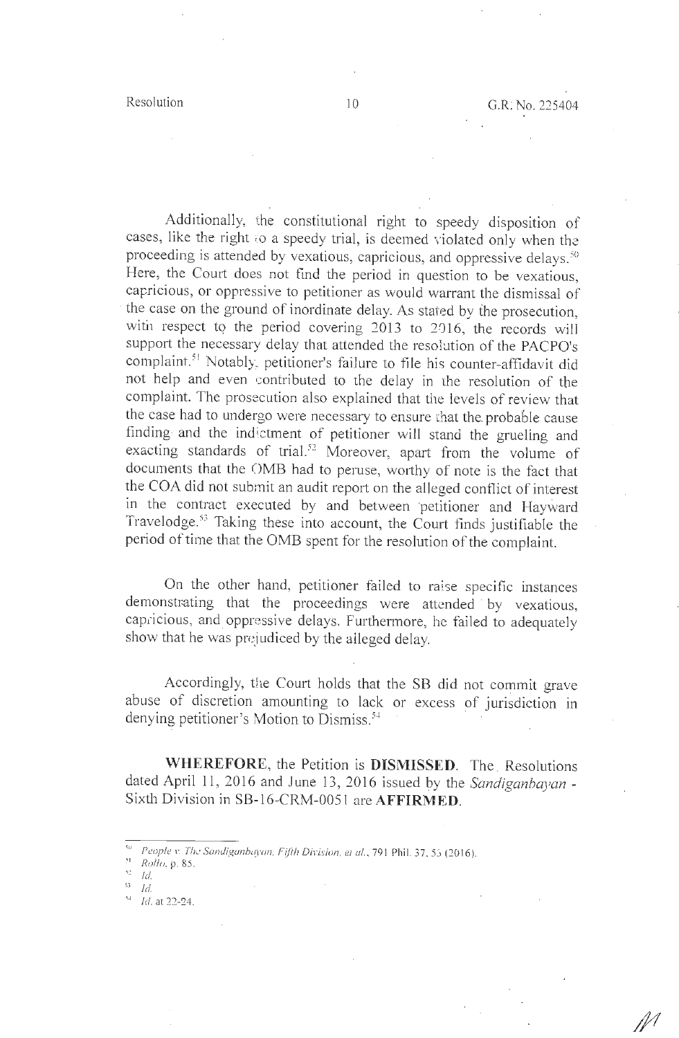Additionally, the constitutional right to speedy disposition of cases, like the right to a speedy trial, is deemed violated only when the proceeding is attended by vexatious, capricious, and oppressive delays.[50] Here, the Court does not find the period in question to be vexatious, capricious, or oppressive to petitioner as would warrant the dismissal of the case on the ground of inordinate delay. As stated by the prosecution, with respect to the period covering 2013 to 2016, the records will support the necessary delay that attended the resolution of the PACPO's complaint.[51] Notably, petitioner's failure to file his counter-affidavit did not help and even contributed to the delay in the resolution of the complaint. The prosecution also explained that the levels of review that the case had to undergo were necessary to ensure that the probable cause finding and the indictment of petitioner will stand the grueling and exacting standards of trial.[52] Moreover, apart from the volume of documents that the OMB had to peruse, worthy of note is the fact that the COA did not submit an audit report on the alleged conflict of interest in the contract executed by and between petitioner and Hayward Travelodge.[53] Taking these into account, the Court finds justifiable the period of time that the OMB spent for the resolution of the complaint.

On the other hand, petitioner failed to raise specific instances demonstrating that the proceedings were attended by vexatious, capricious, and oppressive delays. Furthermore, he failed to adequately show that he was prejudiced by the alleged delay.

Accordingly, the Court holds that the SB did not commit grave abuse of discretion amounting to lack or excess of jurisdiction in denying petitioner's Motion to Dismiss.[54]

**WHEREFORE**, the Petition is **DISMISSED**. The Resolutions dated April 11, 2016 and June 13, 2016 issued by the *Sandiganbayan* - Sixth Division in SB-16-CRM-0051 are **AFFIRMED**.

---

[50] *People v. The Sandiganbayan, Fifth Division, et al.*, 791 Phil. 37, 53 (2016).

[51] *Rollo*, p. 85.

[52] *Id.*

[53] *Id.*

[54] *Id.* at 22-24.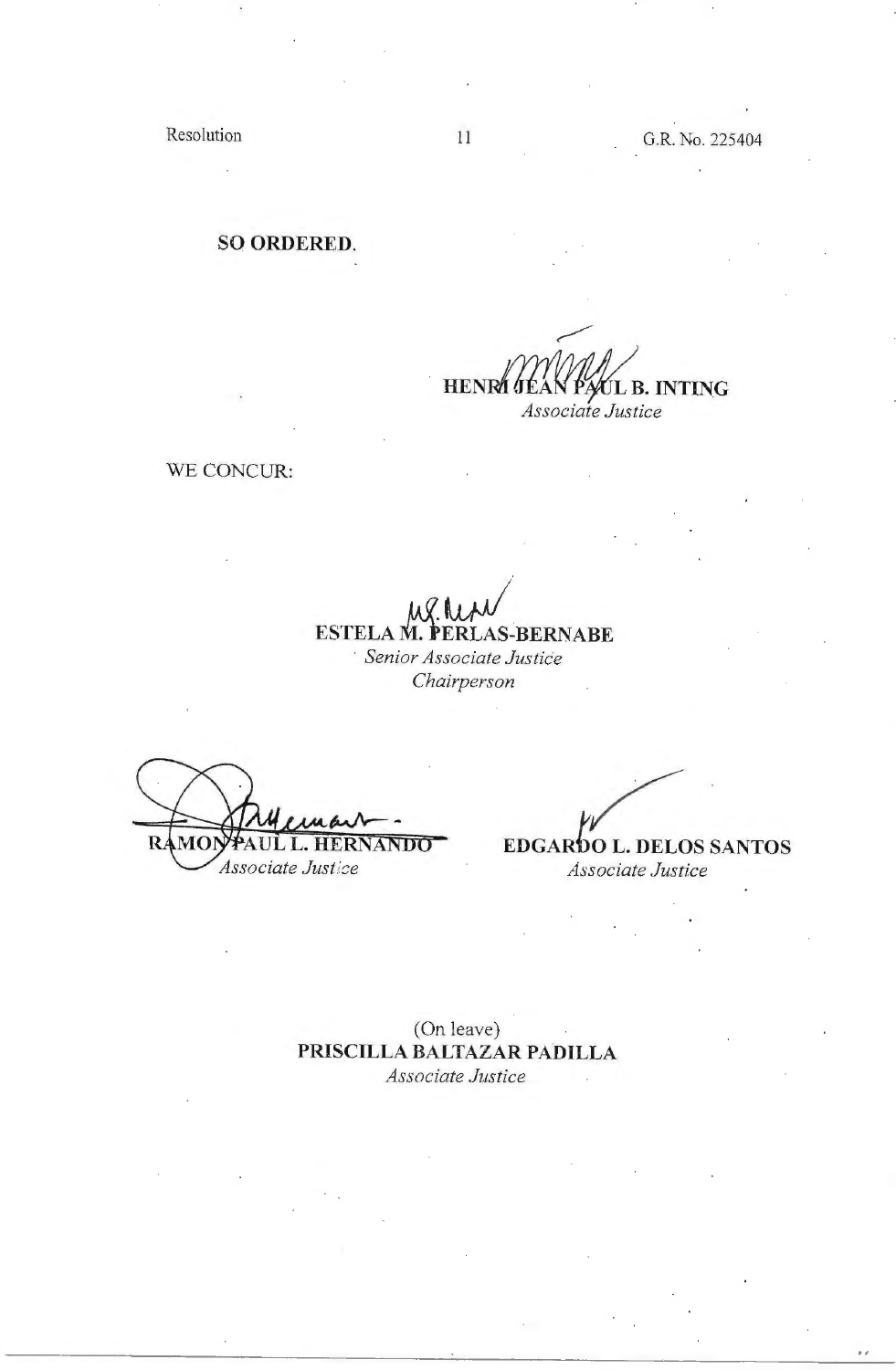**SO ORDERED.**

**HENRI JEAN PAUL B. INTING**
*Associate Justice*

WE CONCUR:

**ESTELA M. PERLAS-BERNABE**
*Senior Associate Justice*
*Chairperson*

**RAMON PAUL L. HERNANDO**
*Associate Justice*

**EDGARDO L. DELOS SANTOS**
*Associate Justice*

(On leave)
**PRISCILLA BALTAZAR PADILLA**
*Associate Justice*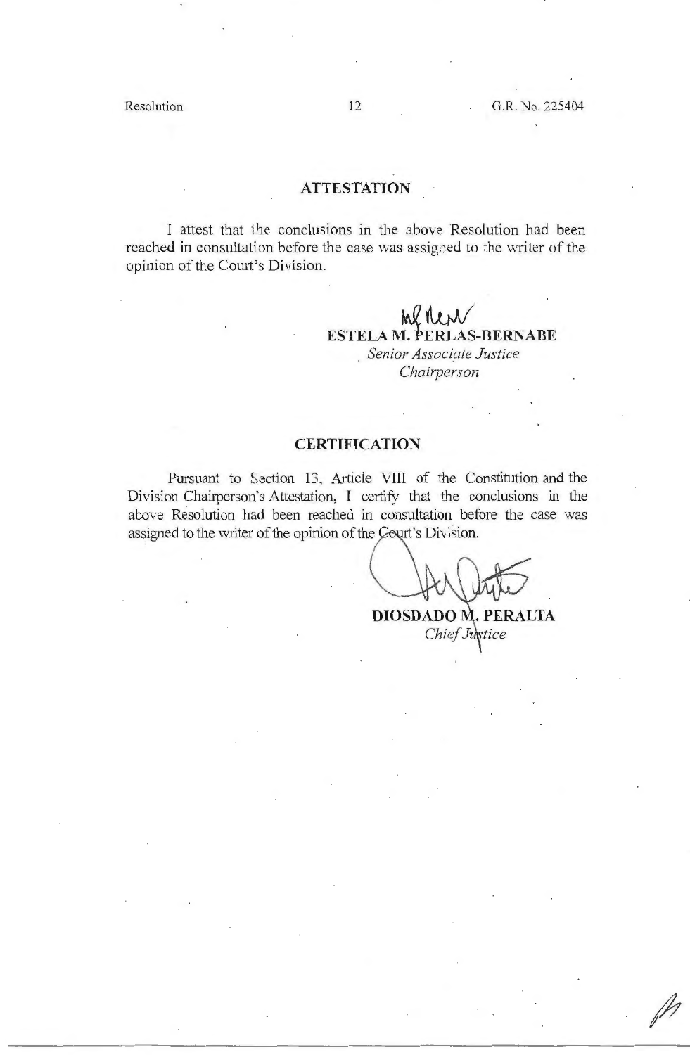## ATTESTATION

I attest that the conclusions in the above Resolution had been reached in consultation before the case was assigned to the writer of the opinion of the Court's Division.

**ESTELA M. PERLAS-BERNABE**
*Senior Associate Justice*
*Chairperson*

## CERTIFICATION

Pursuant to Section 13, Article VIII of the Constitution and the Division Chairperson's Attestation, I certify that the conclusions in the above Resolution had been reached in consultation before the case was assigned to the writer of the opinion of the Court's Division.

**DIOSDADO M. PERALTA**
*Chief Justice*